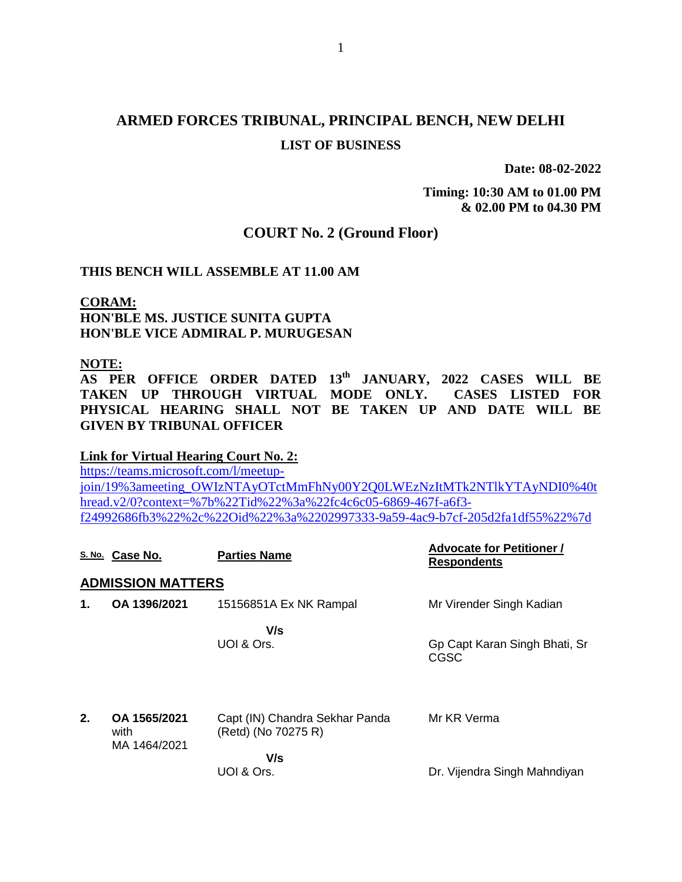# ARMED FORCES TRIBUNAL, PRINCIPAL BENCH, NEW DELHI

## LIST OF BUSINESS

**Date: 08-02-2022**

**Timing: 10:30 AM to 01.00 PM**
**& 02.00 PM to 04.30 PM**

## COURT No. 2 (Ground Floor)

**THIS BENCH WILL ASSEMBLE AT 11.00 AM**

**CORAM:**
**HON'BLE MS. JUSTICE SUNITA GUPTA**
**HON'BLE VICE ADMIRAL P. MURUGESAN**

**NOTE:**
**AS PER OFFICE ORDER DATED 13th JANUARY, 2022 CASES WILL BE TAKEN UP THROUGH VIRTUAL MODE ONLY. CASES LISTED FOR PHYSICAL HEARING SHALL NOT BE TAKEN UP AND DATE WILL BE GIVEN BY TRIBUNAL OFFICER**

**Link for Virtual Hearing Court No. 2:**
https://teams.microsoft.com/l/meetup-join/19%3ameeting_OWIzNTAyOTctMmFhNy00Y2Q0LWEzNzItMTk2NTlkYTAyNDI0%40thread.v2/0?context=%7b%22Tid%22%3a%22fc4c6c05-6869-467f-a6f3-f24992686fb3%22%2c%22Oid%22%3a%2202997333-9a59-4ac9-b7cf-205d2fa1df55%22%7d

| S. No. | Case No. | Parties Name | Advocate for Petitioner / Respondents |
|---|---|---|---|
| **ADMISSION MATTERS** | | | |
| **1.** | **OA 1396/2021** | 15156851A Ex NK Rampal<br>V/s<br>UOI & Ors. | Mr Virender Singh Kadian<br><br>Gp Capt Karan Singh Bhati, Sr CGSC |
| **2.** | **OA 1565/2021** with MA 1464/2021 | Capt (IN) Chandra Sekhar Panda (Retd) (No 70275 R)<br>V/s<br>UOI & Ors. | Mr KR Verma<br><br>Dr. Vijendra Singh Mahndiyan |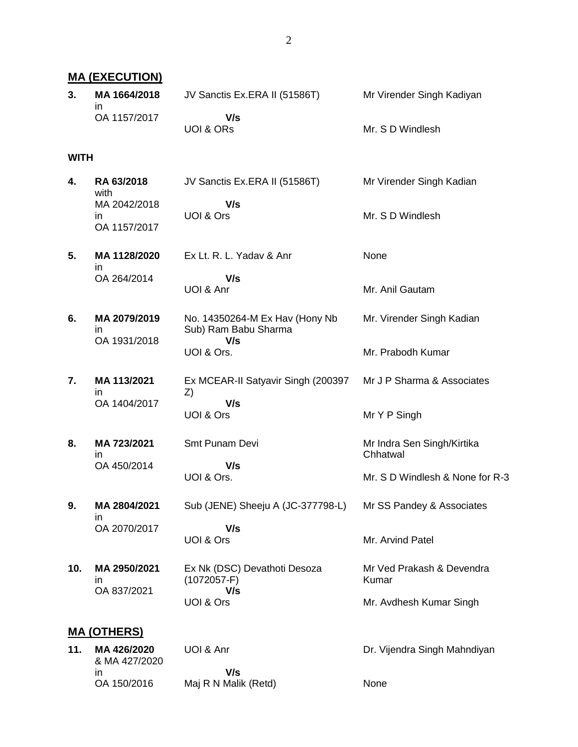## MA (EXECUTION)

| No. | Case No. | Parties | Counsel |
|---|---|---|---|
| 3. | **MA 1664/2018** in OA 1157/2017 | JV Sanctis Ex.ERA II (51586T) **V/s** UOI & ORs | Mr Virender Singh Kadiyan / Mr. S D Windlesh |

**WITH**

| No. | Case No. | Parties | Counsel |
|---|---|---|---|
| 4. | **RA 63/2018** with MA 2042/2018 in OA 1157/2017 | JV Sanctis Ex.ERA II (51586T) **V/s** UOI & Ors | Mr Virender Singh Kadian / Mr. S D Windlesh |
| 5. | **MA 1128/2020** in OA 264/2014 | Ex Lt. R. L. Yadav & Anr **V/s** UOI & Anr | None / Mr. Anil Gautam |
| 6. | **MA 2079/2019** in OA 1931/2018 | No. 14350264-M Ex Hav (Hony Nb Sub) Ram Babu Sharma **V/s** UOI & Ors. | Mr. Virender Singh Kadian / Mr. Prabodh Kumar |
| 7. | **MA 113/2021** in OA 1404/2017 | Ex MCEAR-II Satyavir Singh (200397 Z) **V/s** UOI & Ors | Mr J P Sharma & Associates / Mr Y P Singh |
| 8. | **MA 723/2021** in OA 450/2014 | Smt Punam Devi **V/s** UOI & Ors. | Mr Indra Sen Singh/Kirtika Chhatwal / Mr. S D Windlesh & None for R-3 |
| 9. | **MA 2804/2021** in OA 2070/2017 | Sub (JENE) Sheeju A (JC-377798-L) **V/s** UOI & Ors | Mr SS Pandey & Associates / Mr. Arvind Patel |
| 10. | **MA 2950/2021** in OA 837/2021 | Ex Nk (DSC) Devathoti Desoza (1072057-F) **V/s** UOI & Ors | Mr Ved Prakash & Devendra Kumar / Mr. Avdhesh Kumar Singh |

## MA (OTHERS)

| No. | Case No. | Parties | Counsel |
|---|---|---|---|
| 11. | **MA 426/2020** & MA 427/2020 in OA 150/2016 | UOI & Anr **V/s** Maj R N Malik (Retd) | Dr. Vijendra Singh Mahndiyan / None |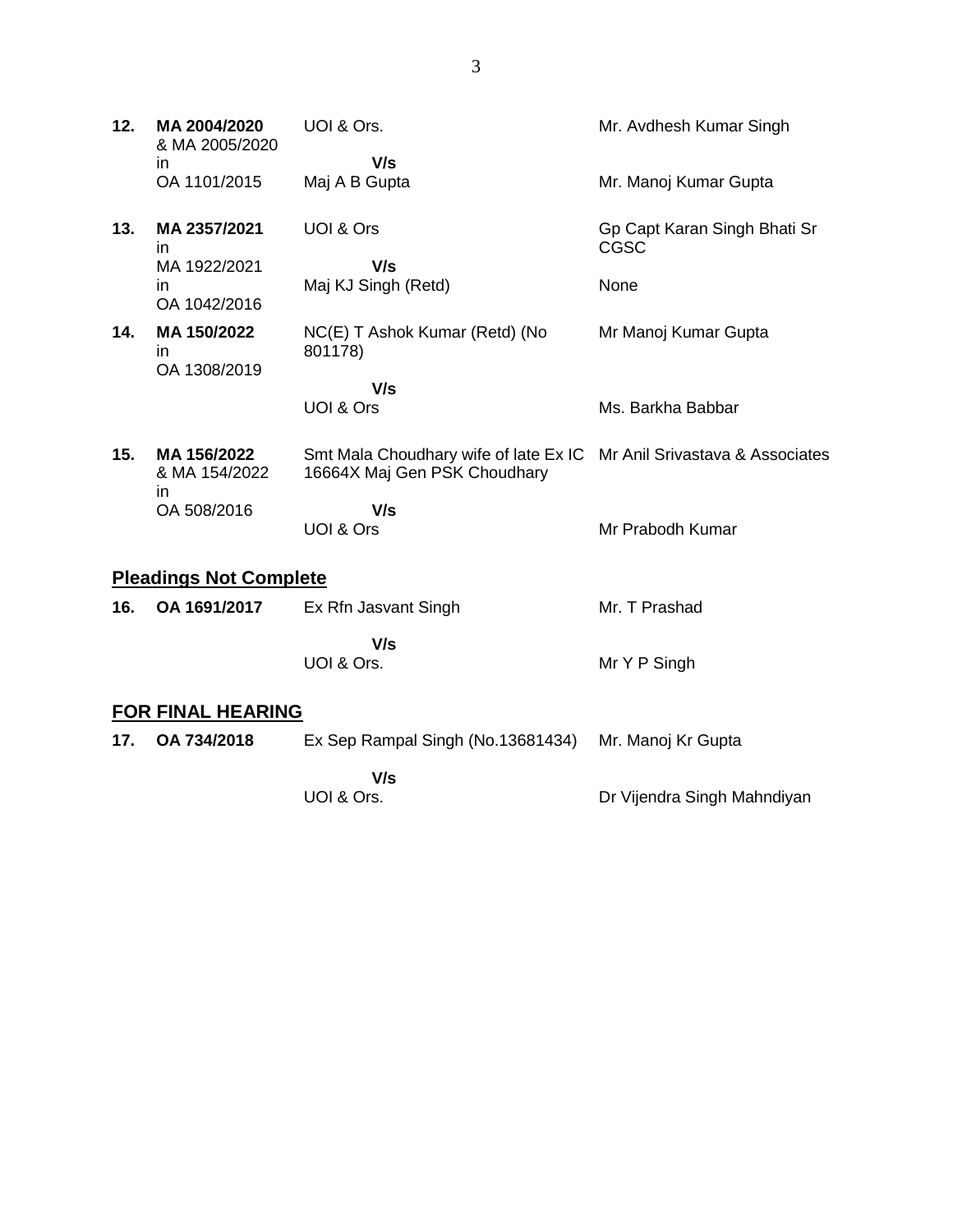| | | | |
|---|---|---|---|
| **12.** | **MA 2004/2020** & MA 2005/2020 in OA 1101/2015 | UOI & Ors. **V/s** Maj A B Gupta | Mr. Avdhesh Kumar Singh<br><br>Mr. Manoj Kumar Gupta |
| **13.** | **MA 2357/2021** in MA 1922/2021 in OA 1042/2016 | UOI & Ors **V/s** Maj KJ Singh (Retd) | Gp Capt Karan Singh Bhati Sr CGSC<br><br>None |
| **14.** | **MA 150/2022** in OA 1308/2019 | NC(E) T Ashok Kumar (Retd) (No 801178) **V/s** UOI & Ors | Mr Manoj Kumar Gupta<br><br>Ms. Barkha Babbar |
| **15.** | **MA 156/2022** & MA 154/2022 in OA 508/2016 | Smt Mala Choudhary wife of late Ex IC 16664X Maj Gen PSK Choudhary **V/s** UOI & Ors | Mr Anil Srivastava & Associates<br><br>Mr Prabodh Kumar |

## Pleadings Not Complete

| | | | |
|---|---|---|---|
| **16.** | **OA 1691/2017** | Ex Rfn Jasvant Singh **V/s** UOI & Ors. | Mr. T Prashad<br><br>Mr Y P Singh |

## FOR FINAL HEARING

| | | | |
|---|---|---|---|
| **17.** | **OA 734/2018** | Ex Sep Rampal Singh (No.13681434) **V/s** UOI & Ors. | Mr. Manoj Kr Gupta<br><br>Dr Vijendra Singh Mahndiyan |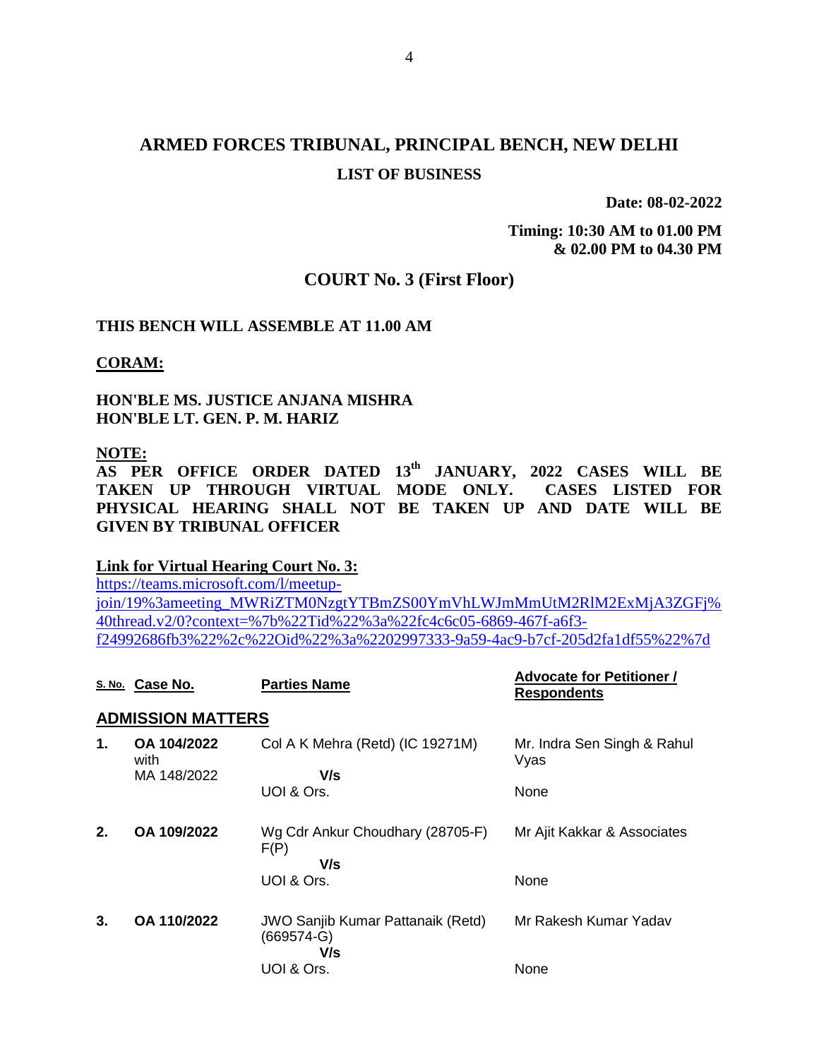# ARMED FORCES TRIBUNAL, PRINCIPAL BENCH, NEW DELHI

## LIST OF BUSINESS

**Date: 08-02-2022**

**Timing: 10:30 AM to 01.00 PM & 02.00 PM to 04.30 PM**

## COURT No. 3 (First Floor)

**THIS BENCH WILL ASSEMBLE AT 11.00 AM**

**CORAM:**

**HON'BLE MS. JUSTICE ANJANA MISHRA**
**HON'BLE LT. GEN. P. M. HARIZ**

**NOTE:**
**AS PER OFFICE ORDER DATED 13th JANUARY, 2022 CASES WILL BE TAKEN UP THROUGH VIRTUAL MODE ONLY. CASES LISTED FOR PHYSICAL HEARING SHALL NOT BE TAKEN UP AND DATE WILL BE GIVEN BY TRIBUNAL OFFICER**

**Link for Virtual Hearing Court No. 3:**
https://teams.microsoft.com/l/meetup-join/19%3ameeting_MWRiZTM0NzgtYTBmZS00YmVhLWJmMmUtM2RlM2ExMjA3ZGFj%40thread.v2/0?context=%7b%22Tid%22%3a%22fc4c6c05-6869-467f-a6f3-f24992686fb3%22%2c%22Oid%22%3a%2202997333-9a59-4ac9-b7cf-205d2fa1df55%22%7d

| S. No. | Case No. | Parties Name | Advocate for Petitioner / Respondents |
|---|---|---|---|
| | **ADMISSION MATTERS** | | |
| **1.** | **OA 104/2022** with MA 148/2022 | Col A K Mehra (Retd) (IC 19271M) **V/s** UOI & Ors. | Mr. Indra Sen Singh & Rahul Vyas / None |
| **2.** | **OA 109/2022** | Wg Cdr Ankur Choudhary (28705-F) F(P) **V/s** UOI & Ors. | Mr Ajit Kakkar & Associates / None |
| **3.** | **OA 110/2022** | JWO Sanjib Kumar Pattanaik (Retd) (669574-G) **V/s** UOI & Ors. | Mr Rakesh Kumar Yadav / None |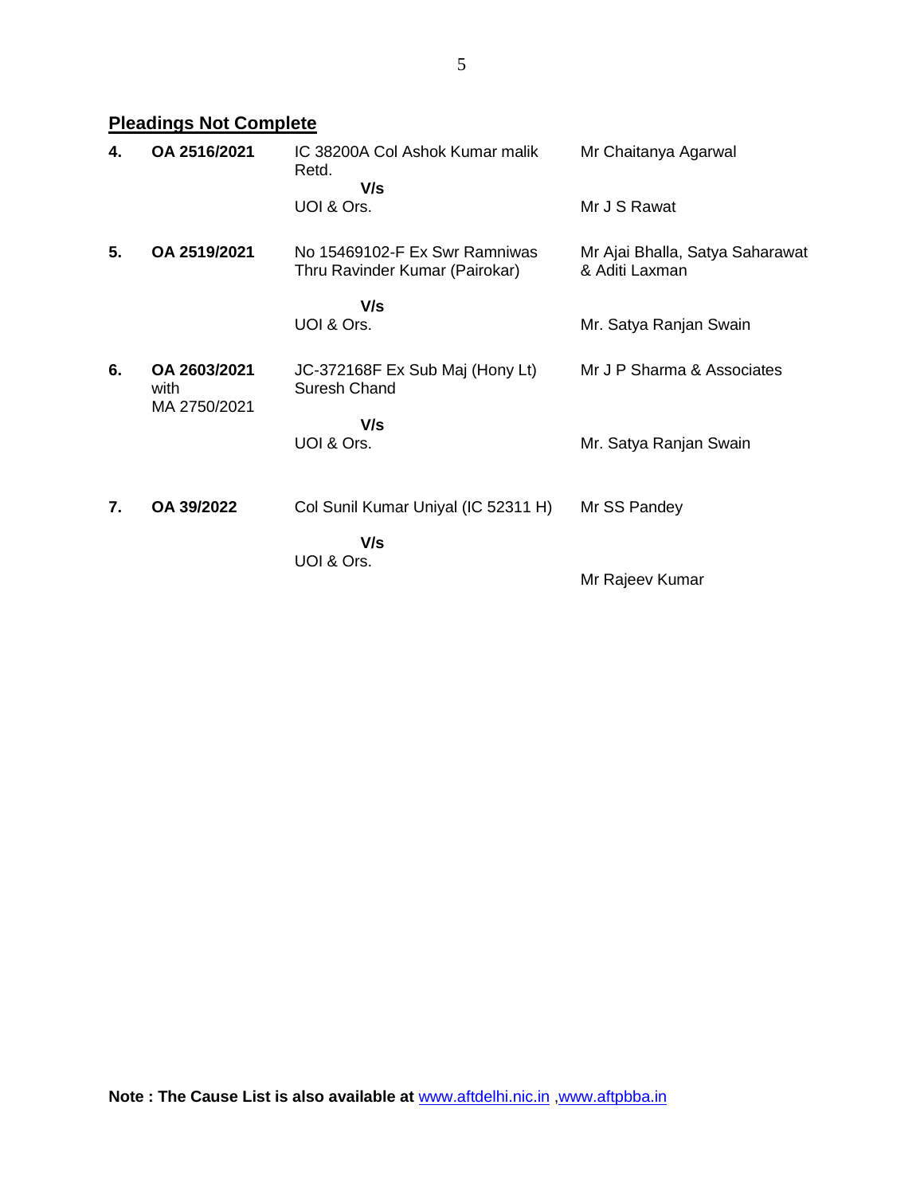## Pleadings Not Complete

| | | | |
|---|---|---|---|
| **4.** | **OA 2516/2021** | IC 38200A Col Ashok Kumar malik Retd.<br>**V/s**<br>UOI & Ors. | Mr Chaitanya Agarwal<br><br>Mr J S Rawat |
| **5.** | **OA 2519/2021** | No 15469102-F Ex Swr Ramniwas Thru Ravinder Kumar (Pairokar)<br>**V/s**<br>UOI & Ors. | Mr Ajai Bhalla, Satya Saharawat & Aditi Laxman<br><br>Mr. Satya Ranjan Swain |
| **6.** | **OA 2603/2021** with MA 2750/2021 | JC-372168F Ex Sub Maj (Hony Lt) Suresh Chand<br>**V/s**<br>UOI & Ors. | Mr J P Sharma & Associates<br><br>Mr. Satya Ranjan Swain |
| **7.** | **OA 39/2022** | Col Sunil Kumar Uniyal (IC 52311 H)<br>**V/s**<br>UOI & Ors. | Mr SS Pandey<br><br>Mr Rajeev Kumar |

**Note : The Cause List is also available at** www.aftdelhi.nic.in ,www.aftpbba.in